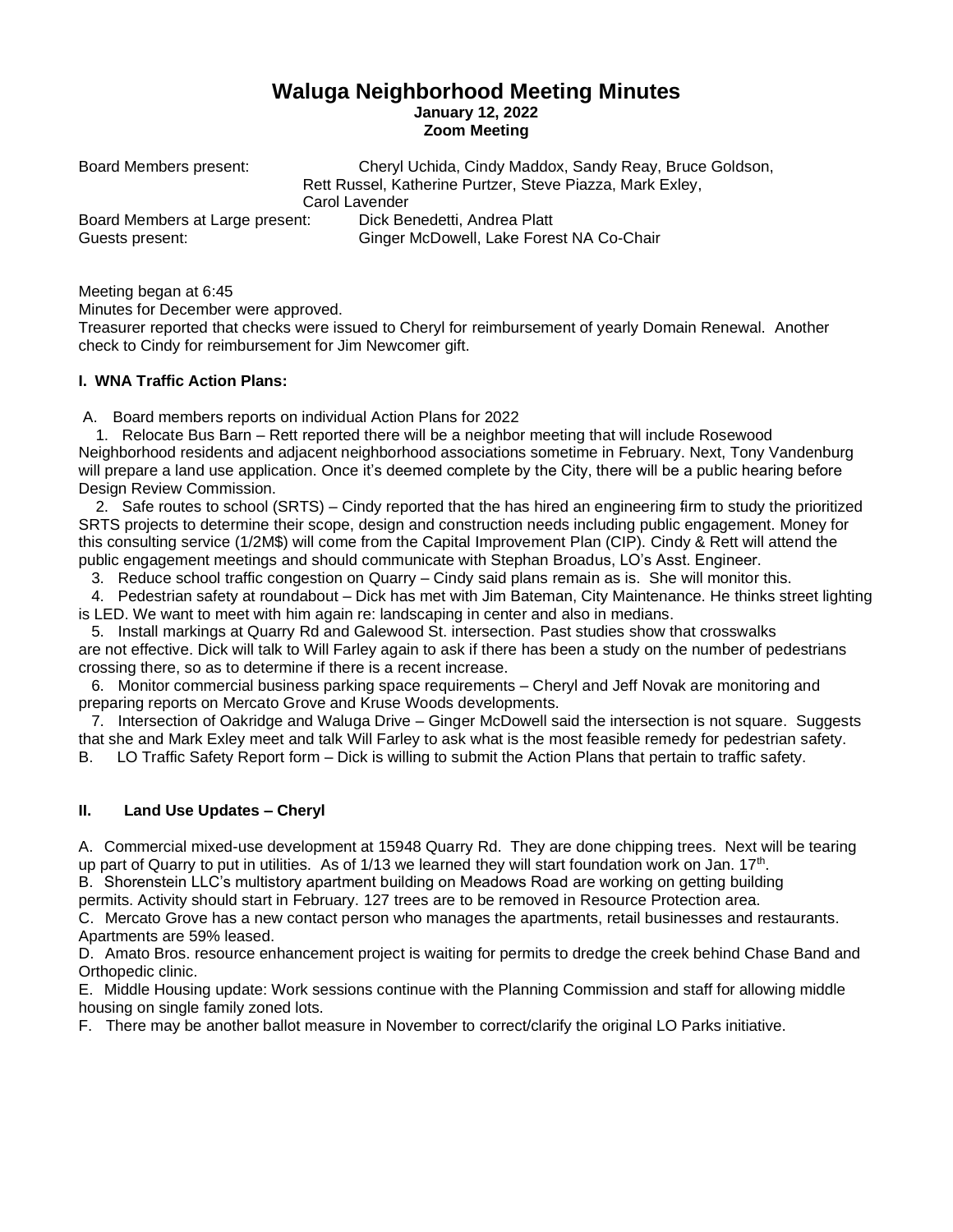# Waluga Neighborhood Meeting Minutes

**January 12, 2022**
**Zoom Meeting**

Board Members present: Cheryl Uchida, Cindy Maddox, Sandy Reay, Bruce Goldson, Rett Russel, Katherine Purtzer, Steve Piazza, Mark Exley, Carol Lavender
Board Members at Large present: Dick Benedetti, Andrea Platt
Guests present: Ginger McDowell, Lake Forest NA Co-Chair

Meeting began at 6:45
Minutes for December were approved.
Treasurer reported that checks were issued to Cheryl for reimbursement of yearly Domain Renewal. Another check to Cindy for reimbursement for Jim Newcomer gift.

### I. WNA Traffic Action Plans:

A. Board members reports on individual Action Plans for 2022

1. Relocate Bus Barn – Rett reported there will be a neighbor meeting that will include Rosewood Neighborhood residents and adjacent neighborhood associations sometime in February. Next, Tony Vandenburg will prepare a land use application. Once it's deemed complete by the City, there will be a public hearing before Design Review Commission.
2. Safe routes to school (SRTS) – Cindy reported that the has hired an engineering firm to study the prioritized SRTS projects to determine their scope, design and construction needs including public engagement. Money for this consulting service (1/2M$) will come from the Capital Improvement Plan (CIP). Cindy & Rett will attend the public engagement meetings and should communicate with Stephan Broadus, LO's Asst. Engineer.
3. Reduce school traffic congestion on Quarry – Cindy said plans remain as is. She will monitor this.
4. Pedestrian safety at roundabout – Dick has met with Jim Bateman, City Maintenance. He thinks street lighting is LED. We want to meet with him again re: landscaping in center and also in medians.
5. Install markings at Quarry Rd and Galewood St. intersection. Past studies show that crosswalks are not effective. Dick will talk to Will Farley again to ask if there has been a study on the number of pedestrians crossing there, so as to determine if there is a recent increase.
6. Monitor commercial business parking space requirements – Cheryl and Jeff Novak are monitoring and preparing reports on Mercato Grove and Kruse Woods developments.
7. Intersection of Oakridge and Waluga Drive – Ginger McDowell said the intersection is not square. Suggests that she and Mark Exley meet and talk Will Farley to ask what is the most feasible remedy for pedestrian safety.

B. LO Traffic Safety Report form – Dick is willing to submit the Action Plans that pertain to traffic safety.

### II. Land Use Updates – Cheryl

A. Commercial mixed-use development at 15948 Quarry Rd. They are done chipping trees. Next will be tearing up part of Quarry to put in utilities. As of 1/13 we learned they will start foundation work on Jan. 17th.

B. Shorenstein LLC's multistory apartment building on Meadows Road are working on getting building permits. Activity should start in February. 127 trees are to be removed in Resource Protection area.

C. Mercato Grove has a new contact person who manages the apartments, retail businesses and restaurants. Apartments are 59% leased.

D. Amato Bros. resource enhancement project is waiting for permits to dredge the creek behind Chase Band and Orthopedic clinic.

E. Middle Housing update: Work sessions continue with the Planning Commission and staff for allowing middle housing on single family zoned lots.

F. There may be another ballot measure in November to correct/clarify the original LO Parks initiative.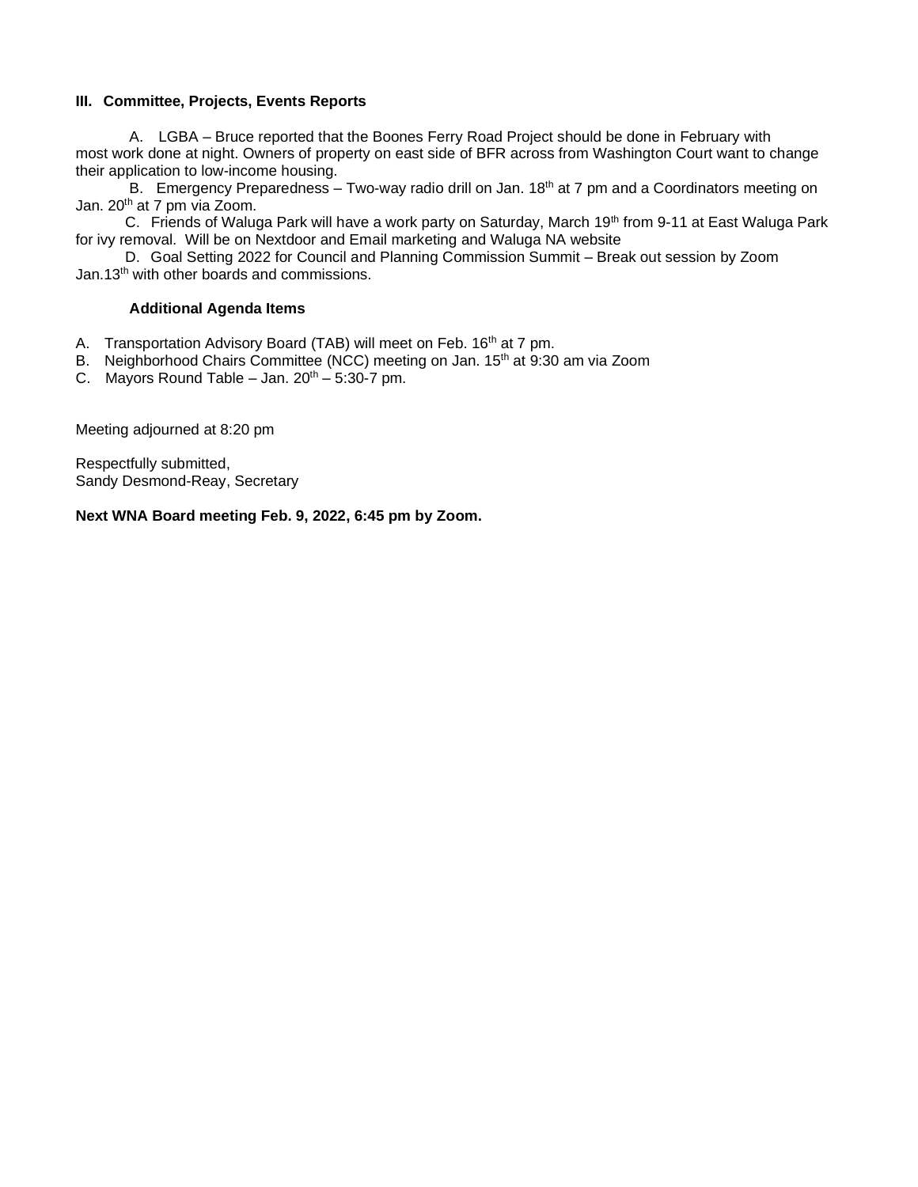**III. Committee, Projects, Events Reports**

A. LGBA – Bruce reported that the Boones Ferry Road Project should be done in February with most work done at night. Owners of property on east side of BFR across from Washington Court want to change their application to low-income housing.

B. Emergency Preparedness – Two-way radio drill on Jan. 18th at 7 pm and a Coordinators meeting on Jan. 20th at 7 pm via Zoom.

C. Friends of Waluga Park will have a work party on Saturday, March 19th from 9-11 at East Waluga Park for ivy removal. Will be on Nextdoor and Email marketing and Waluga NA website

D. Goal Setting 2022 for Council and Planning Commission Summit – Break out session by Zoom Jan.13th with other boards and commissions.

**Additional Agenda Items**

A. Transportation Advisory Board (TAB) will meet on Feb. 16th at 7 pm.
B. Neighborhood Chairs Committee (NCC) meeting on Jan. 15th at 9:30 am via Zoom
C. Mayors Round Table – Jan. 20th – 5:30-7 pm.

Meeting adjourned at 8:20 pm

Respectfully submitted,
Sandy Desmond-Reay, Secretary

**Next WNA Board meeting Feb. 9, 2022, 6:45 pm by Zoom.**